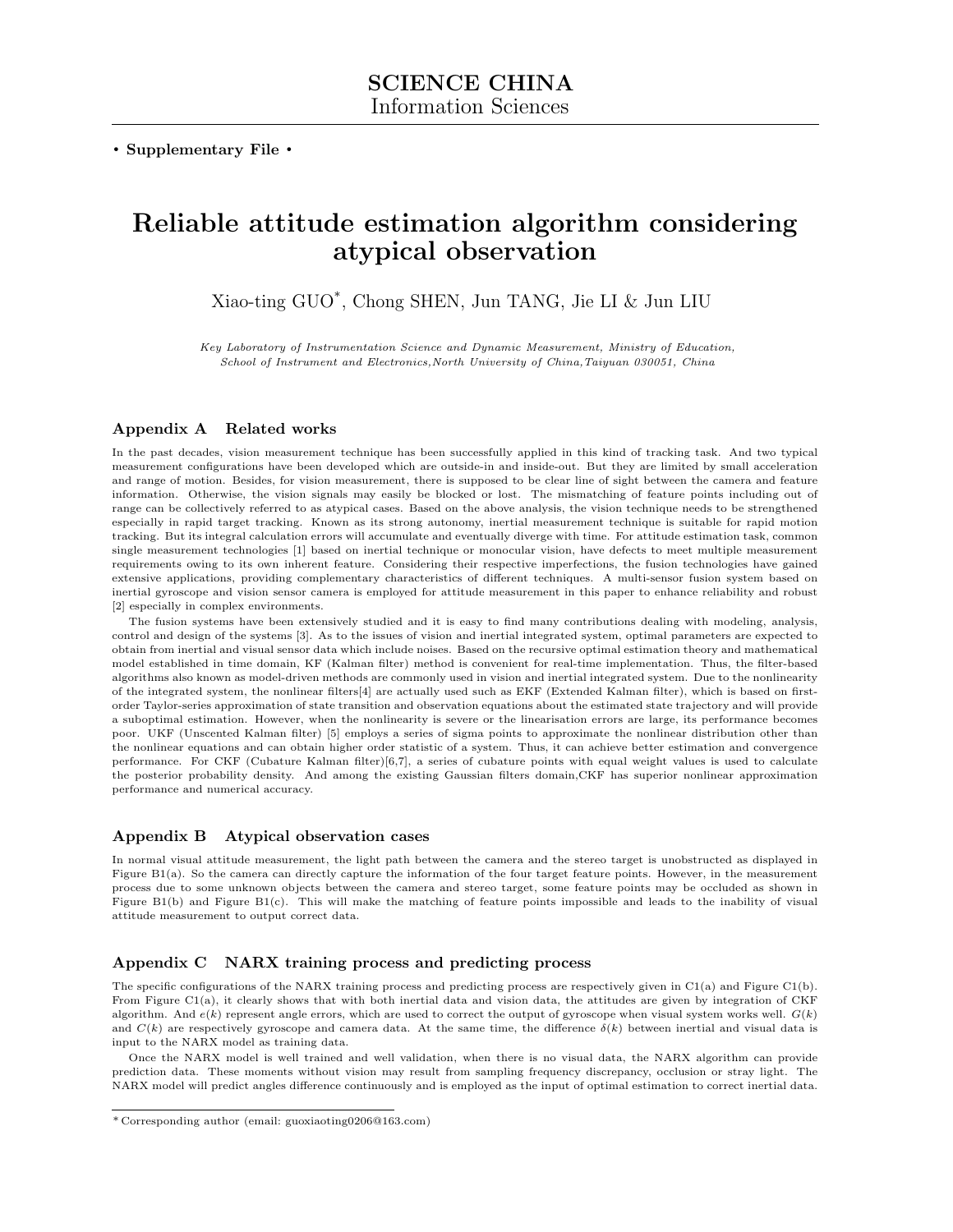**SCIENCE CHINA**
Information Sciences

• **Supplementary File** •

# Reliable attitude estimation algorithm considering atypical observation

Xiao-ting GUO*, Chong SHEN, Jun TANG, Jie LI & Jun LIU

*Key Laboratory of Instrumentation Science and Dynamic Measurement, Ministry of Education, School of Instrument and Electronics,North University of China,Taiyuan 030051, China*

## Appendix A Related works

In the past decades, vision measurement technique has been successfully applied in this kind of tracking task. And two typical measurement configurations have been developed which are outside-in and inside-out. But they are limited by small acceleration and range of motion. Besides, for vision measurement, there is supposed to be clear line of sight between the camera and feature information. Otherwise, the vision signals may easily be blocked or lost. The mismatching of feature points including out of range can be collectively referred to as atypical cases. Based on the above analysis, the vision technique needs to be strengthened especially in rapid target tracking. Known as its strong autonomy, inertial measurement technique is suitable for rapid motion tracking. But its integral calculation errors will accumulate and eventually diverge with time. For attitude estimation task, common single measurement technologies [1] based on inertial technique or monocular vision, have defects to meet multiple measurement requirements owing to its own inherent feature. Considering their respective imperfections, the fusion technologies have gained extensive applications, providing complementary characteristics of different techniques. A multi-sensor fusion system based on inertial gyroscope and vision sensor camera is employed for attitude measurement in this paper to enhance reliability and robust [2] especially in complex environments.

The fusion systems have been extensively studied and it is easy to find many contributions dealing with modeling, analysis, control and design of the systems [3]. As to the issues of vision and inertial integrated system, optimal parameters are expected to obtain from inertial and visual sensor data which include noises. Based on the recursive optimal estimation theory and mathematical model established in time domain, KF (Kalman filter) method is convenient for real-time implementation. Thus, the filter-based algorithms also known as model-driven methods are commonly used in vision and inertial integrated system. Due to the nonlinearity of the integrated system, the nonlinear filters[4] are actually used such as EKF (Extended Kalman filter), which is based on first-order Taylor-series approximation of state transition and observation equations about the estimated state trajectory and will provide a suboptimal estimation. However, when the nonlinearity is severe or the linearisation errors are large, its performance becomes poor. UKF (Unscented Kalman filter) [5] employs a series of sigma points to approximate the nonlinear distribution other than the nonlinear equations and can obtain higher order statistic of a system. Thus, it can achieve better estimation and convergence performance. For CKF (Cubature Kalman filter)[6,7], a series of cubature points with equal weight values is used to calculate the posterior probability density. And among the existing Gaussian filters domain,CKF has superior nonlinear approximation performance and numerical accuracy.

## Appendix B Atypical observation cases

In normal visual attitude measurement, the light path between the camera and the stereo target is unobstructed as displayed in Figure B1(a). So the camera can directly capture the information of the four target feature points. However, in the measurement process due to some unknown objects between the camera and stereo target, some feature points may be occluded as shown in Figure B1(b) and Figure B1(c). This will make the matching of feature points impossible and leads to the inability of visual attitude measurement to output correct data.

## Appendix C NARX training process and predicting process

The specific configurations of the NARX training process and predicting process are respectively given in C1(a) and Figure C1(b). From Figure C1(a), it clearly shows that with both inertial data and vision data, the attitudes are given by integration of CKF algorithm. And $e(k)$ represent angle errors, which are used to correct the output of gyroscope when visual system works well. $G(k)$ and $C(k)$ are respectively gyroscope and camera data. At the same time, the difference $\delta(k)$ between inertial and visual data is input to the NARX model as training data.

Once the NARX model is well trained and well validation, when there is no visual data, the NARX algorithm can provide prediction data. These moments without vision may result from sampling frequency discrepancy, occlusion or stray light. The NARX model will predict angles difference continuously and is employed as the input of optimal estimation to correct inertial data.

---

* Corresponding author (email: guoxiaoting0206@163.com)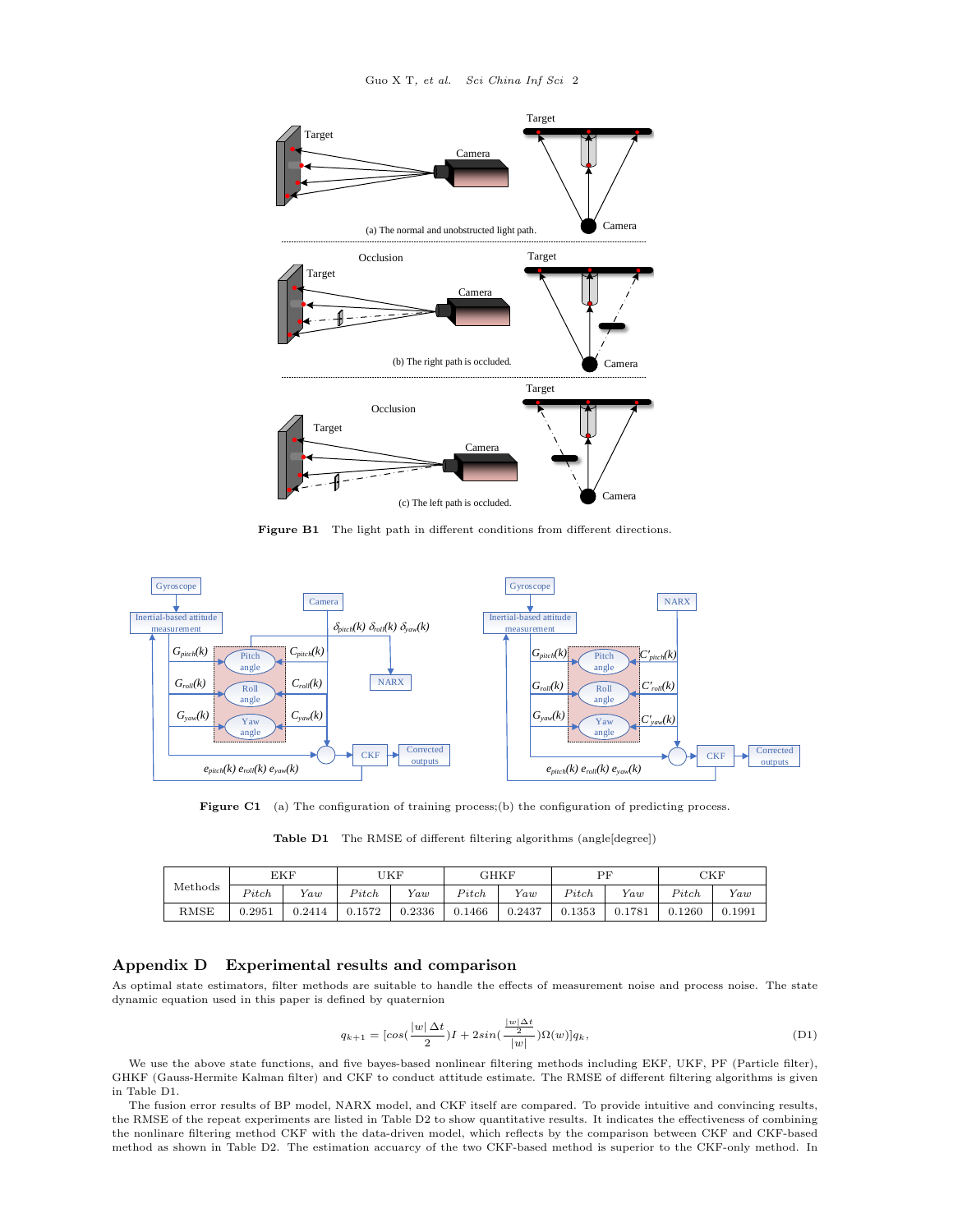Figure B1    The light path in different conditions from different directions.

Figure C1    (a) The configuration of training process;(b) the configuration of predicting process.

**Table D1**    The RMSE of different filtering algorithms (angle[degree])

| Methods | EKF | | UKF | | GHKF | | PF | | CKF | |
|---|---|---|---|---|---|---|---|---|---|---|
| | *Pitch* | *Yaw* | *Pitch* | *Yaw* | *Pitch* | *Yaw* | *Pitch* | *Yaw* | *Pitch* | *Yaw* |
| RMSE | 0.2951 | 0.2414 | 0.1572 | 0.2336 | 0.1466 | 0.2437 | 0.1353 | 0.1781 | 0.1260 | 0.1991 |

## Appendix D   Experimental results and comparison

As optimal state estimators, filter methods are suitable to handle the effects of measurement noise and process noise. The state dynamic equation used in this paper is defined by quaternion

$$q_{k+1} = [cos(\frac{|w|\,\Delta t}{2})I + 2sin(\frac{\frac{|w|\,\Delta t}{2}}{|w|})\Omega(w)]q_k, \tag{D1}$$

We use the above state functions, and five bayes-based nonlinear filtering methods including EKF, UKF, PF (Particle filter), GHKF (Gauss-Hermite Kalman filter) and CKF to conduct attitude estimate. The RMSE of different filtering algorithms is given in Table D1.

The fusion error results of BP model, NARX model, and CKF itself are compared. To provide intuitive and convincing results, the RMSE of the repeat experiments are listed in Table D2 to show quantitative results. It indicates the effectiveness of combining the nonlinare filtering method CKF with the data-driven model, which reflects by the comparison between CKF and CKF-based method as shown in Table D2. The estimation accuarcy of the two CKF-based method is superior to the CKF-only method. In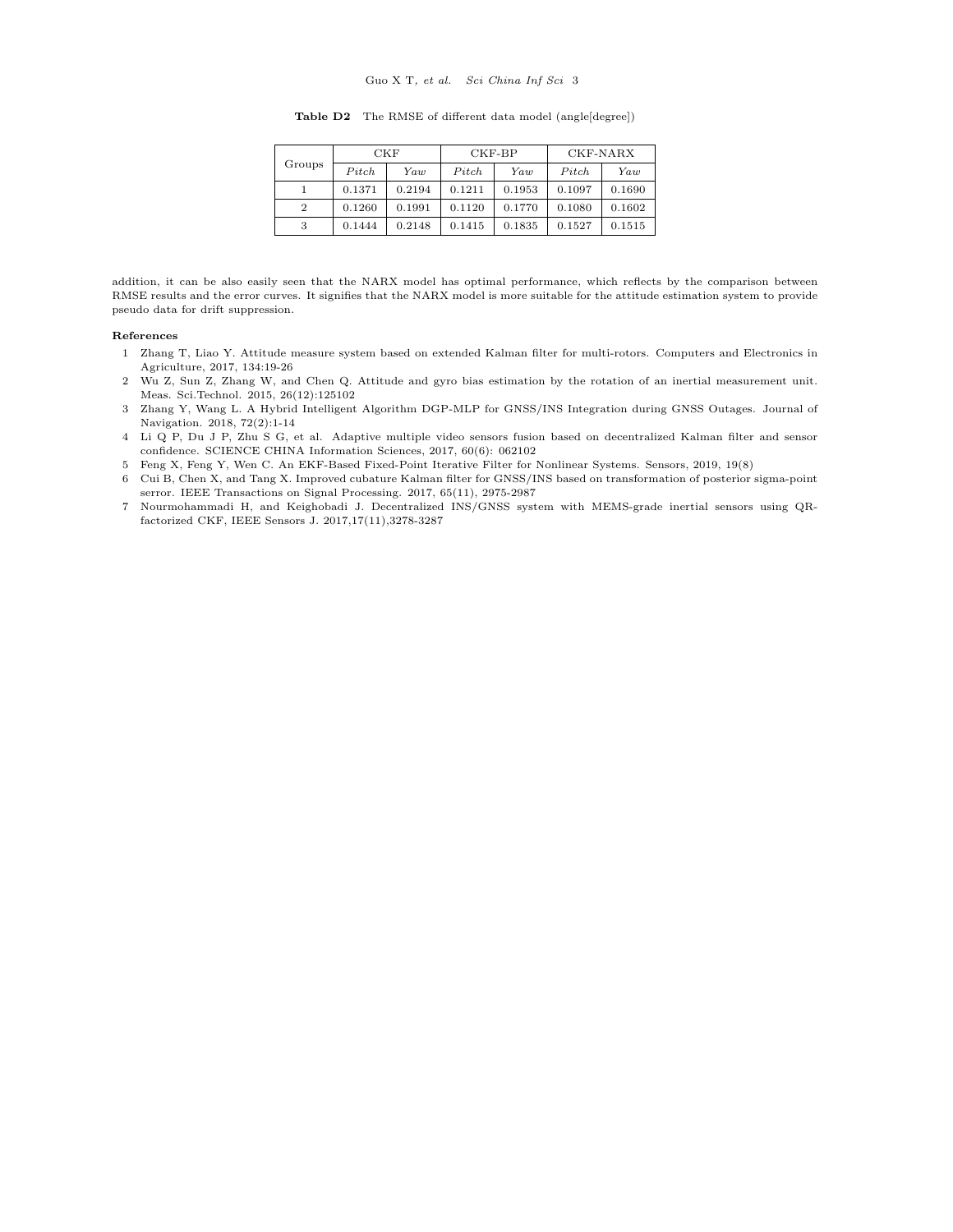**Table D2** The RMSE of different data model (angle[degree])

| Groups | CKF | | CKF-BP | | CKF-NARX | |
|---|---|---|---|---|---|---|
| | *Pitch* | *Yaw* | *Pitch* | *Yaw* | *Pitch* | *Yaw* |
| 1 | 0.1371 | 0.2194 | 0.1211 | 0.1953 | 0.1097 | 0.1690 |
| 2 | 0.1260 | 0.1991 | 0.1120 | 0.1770 | 0.1080 | 0.1602 |
| 3 | 0.1444 | 0.2148 | 0.1415 | 0.1835 | 0.1527 | 0.1515 |

addition, it can be also easily seen that the NARX model has optimal performance, which reflects by the comparison between RMSE results and the error curves. It signifies that the NARX model is more suitable for the attitude estimation system to provide pseudo data for drift suppression.

**References**

1. Zhang T, Liao Y. Attitude measure system based on extended Kalman filter for multi-rotors. Computers and Electronics in Agriculture, 2017, 134:19-26
2. Wu Z, Sun Z, Zhang W, and Chen Q. Attitude and gyro bias estimation by the rotation of an inertial measurement unit. Meas. Sci.Technol. 2015, 26(12):125102
3. Zhang Y, Wang L. A Hybrid Intelligent Algorithm DGP-MLP for GNSS/INS Integration during GNSS Outages. Journal of Navigation. 2018, 72(2):1-14
4. Li Q P, Du J P, Zhu S G, et al. Adaptive multiple video sensors fusion based on decentralized Kalman filter and sensor confidence. SCIENCE CHINA Information Sciences, 2017, 60(6): 062102
5. Feng X, Feng Y, Wen C. An EKF-Based Fixed-Point Iterative Filter for Nonlinear Systems. Sensors, 2019, 19(8)
6. Cui B, Chen X, and Tang X. Improved cubature Kalman filter for GNSS/INS based on transformation of posterior sigma-point serror. IEEE Transactions on Signal Processing. 2017, 65(11), 2975-2987
7. Nourmohammadi H, and Keighobadi J. Decentralized INS/GNSS system with MEMS-grade inertial sensors using QR-factorized CKF, IEEE Sensors J. 2017,17(11),3278-3287